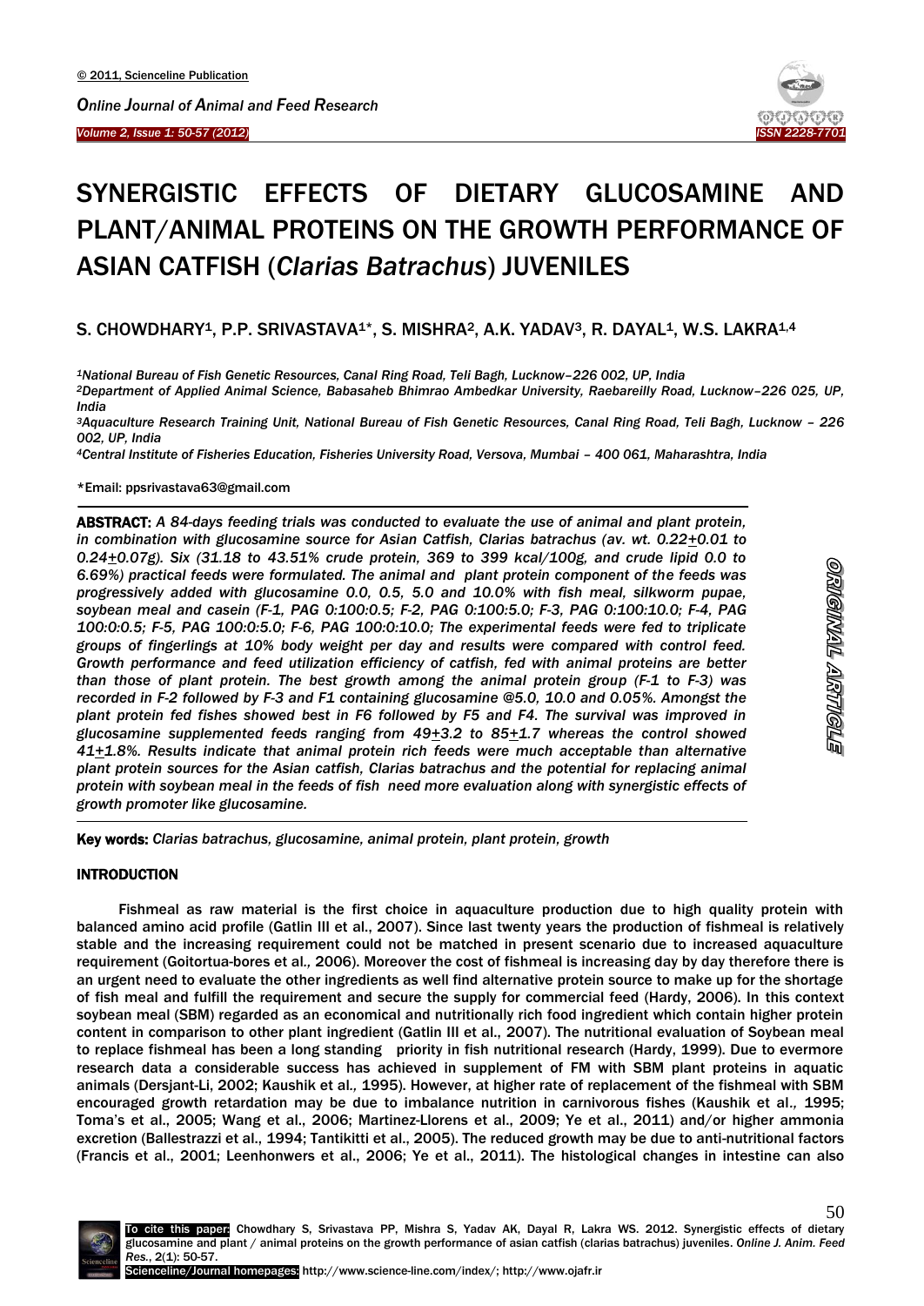# SYNERGISTIC EFFECTS OF DIETARY GLUCOSAMINE AND PLANT/ANIMAL PROTEINS ON THE GROWTH PERFORMANCE OF ASIAN CATFISH (*Clarias Batrachus*) JUVENILES

S. CHOWDHARY[1], P.P. SRIVASTAVA[1]*, S. MISHRA[2], A.K. YADAV[3], R. DAYAL[1], W.S. LAKRA[1,4]

[1]National Bureau of Fish Genetic Resources, Canal Ring Road, Teli Bagh, Lucknow–226 002, UP, India
[2]Department of Applied Animal Science, Babasaheb Bhimrao Ambedkar University, Raebareilly Road, Lucknow–226 025, UP, India
[3]Aquaculture Research Training Unit, National Bureau of Fish Genetic Resources, Canal Ring Road, Teli Bagh, Lucknow – 226 002, UP, India
[4]Central Institute of Fisheries Education, Fisheries University Road, Versova, Mumbai – 400 061, Maharashtra, India

*Email: ppsrivastava63@gmail.com

**ABSTRACT:** *A 84-days feeding trials was conducted to evaluate the use of animal and plant protein, in combination with glucosamine source for Asian Catfish, Clarias batrachus (av. wt. 0.22±0.01 to 0.24±0.07g). Six (31.18 to 43.51% crude protein, 369 to 399 kcal/100g, and crude lipid 0.0 to 6.69%) practical feeds were formulated. The animal and plant protein component of the feeds was progressively added with glucosamine 0.0, 0.5, 5.0 and 10.0% with fish meal, silkworm pupae, soybean meal and casein (F-1, PAG 0:100:0.5; F-2, PAG 0:100:5.0; F-3, PAG 0:100:10.0; F-4, PAG 100:0:0.5; F-5, PAG 100:0:5.0; F-6, PAG 100:0:10.0; The experimental feeds were fed to triplicate groups of fingerlings at 10% body weight per day and results were compared with control feed. Growth performance and feed utilization efficiency of catfish, fed with animal proteins are better than those of plant protein. The best growth among the animal protein group (F-1 to F-3) was recorded in F-2 followed by F-3 and F1 containing glucosamine @5.0, 10.0 and 0.05%. Amongst the plant protein fed fishes showed best in F6 followed by F5 and F4. The survival was improved in glucosamine supplemented feeds ranging from 49±3.2 to 85±1.7 whereas the control showed 41±1.8%. Results indicate that animal protein rich feeds were much acceptable than alternative plant protein sources for the Asian catfish, Clarias batrachus and the potential for replacing animal protein with soybean meal in the feeds of fish need more evaluation along with synergistic effects of growth promoter like glucosamine.*

**Key words:** *Clarias batrachus, glucosamine, animal protein, plant protein, growth*

## INTRODUCTION

Fishmeal as raw material is the first choice in aquaculture production due to high quality protein with balanced amino acid profile (Gatlin III et al., 2007). Since last twenty years the production of fishmeal is relatively stable and the increasing requirement could not be matched in present scenario due to increased aquaculture requirement (Goitortua-bores et al*.,* 2006). Moreover the cost of fishmeal is increasing day by day therefore there is an urgent need to evaluate the other ingredients as well find alternative protein source to make up for the shortage of fish meal and fulfill the requirement and secure the supply for commercial feed (Hardy, 2006). In this context soybean meal (SBM) regarded as an economical and nutritionally rich food ingredient which contain higher protein content in comparison to other plant ingredient (Gatlin III et al., 2007). The nutritional evaluation of Soybean meal to replace fishmeal has been a long standing priority in fish nutritional research (Hardy, 1999). Due to evermore research data a considerable success has achieved in supplement of FM with SBM plant proteins in aquatic animals (Dersjant-Li, 2002; Kaushik et al*.,* 1995). However, at higher rate of replacement of the fishmeal with SBM encouraged growth retardation may be due to imbalance nutrition in carnivorous fishes (Kaushik et al*.,* 1995; Toma's et al., 2005; Wang et al., 2006; Martinez-Llorens et al., 2009; Ye et al., 2011) and/or higher ammonia excretion (Ballestrazzi et al., 1994; Tantikitti et al., 2005). The reduced growth may be due to anti-nutritional factors (Francis et al., 2001; Leenhonwers et al., 2006; Ye et al., 2011). The histological changes in intestine can also

To cite this paper: Chowdhary S, Srivastava PP, Mishra S, Yadav AK, Dayal R, Lakra WS. 2012. Synergistic effects of dietary glucosamine and plant / animal proteins on the growth performance of asian catfish (clarias batrachus) juveniles. *Online J. Anim. Feed Res.*, 2(1): 50-57.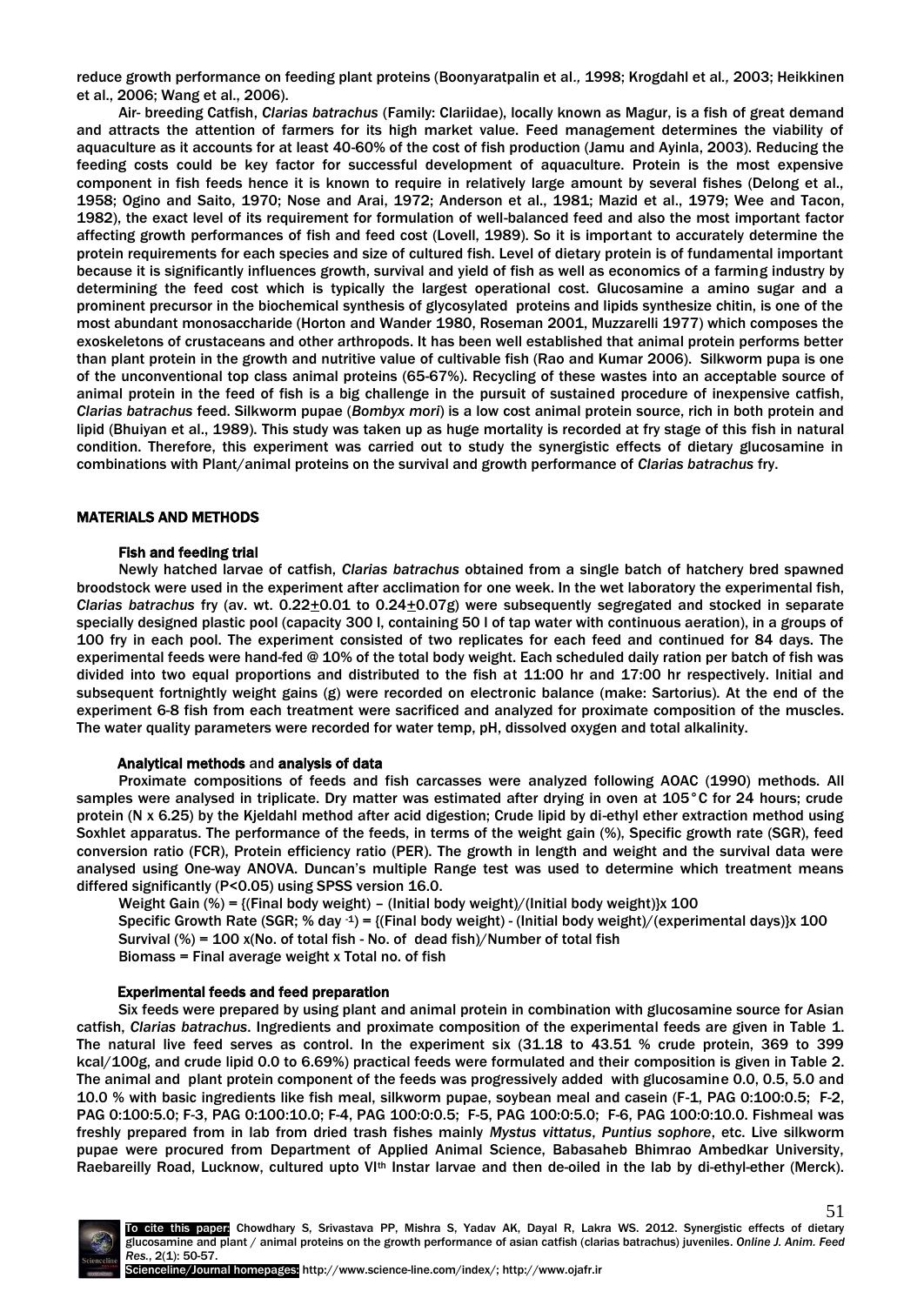reduce growth performance on feeding plant proteins (Boonyaratpalin et al*.,* 1998; Krogdahl et al*.,* 2003; Heikkinen et al., 2006; Wang et al., 2006).

Air- breeding Catfish, *Clarias batrachus* (Family: Clariidae), locally known as Magur, is a fish of great demand and attracts the attention of farmers for its high market value. Feed management determines the viability of aquaculture as it accounts for at least 40-60% of the cost of fish production (Jamu and Ayinla, 2003). Reducing the feeding costs could be key factor for successful development of aquaculture. Protein is the most expensive component in fish feeds hence it is known to require in relatively large amount by several fishes (Delong et al., 1958; Ogino and Saito, 1970; Nose and Arai, 1972; Anderson et al., 1981; Mazid et al., 1979; Wee and Tacon, 1982), the exact level of its requirement for formulation of well-balanced feed and also the most important factor affecting growth performances of fish and feed cost (Lovell, 1989). So it is important to accurately determine the protein requirements for each species and size of cultured fish. Level of dietary protein is of fundamental important because it is significantly influences growth, survival and yield of fish as well as economics of a farming industry by determining the feed cost which is typically the largest operational cost. Glucosamine a amino sugar and a prominent precursor in the biochemical synthesis of glycosylated proteins and lipids synthesize chitin, is one of the most abundant monosaccharide (Horton and Wander 1980, Roseman 2001, Muzzarelli 1977) which composes the exoskeletons of crustaceans and other arthropods. It has been well established that animal protein performs better than plant protein in the growth and nutritive value of cultivable fish (Rao and Kumar 2006). Silkworm pupa is one of the unconventional top class animal proteins (65-67%). Recycling of these wastes into an acceptable source of animal protein in the feed of fish is a big challenge in the pursuit of sustained procedure of inexpensive catfish, *Clarias batrachus* feed. Silkworm pupae (*Bombyx mori*) is a low cost animal protein source, rich in both protein and lipid (Bhuiyan et al., 1989). This study was taken up as huge mortality is recorded at fry stage of this fish in natural condition. Therefore, this experiment was carried out to study the synergistic effects of dietary glucosamine in combinations with Plant/animal proteins on the survival and growth performance of *Clarias batrachus* fry.

## MATERIALS AND METHODS

### Fish and feeding trial

Newly hatched larvae of catfish, *Clarias batrachus* obtained from a single batch of hatchery bred spawned broodstock were used in the experiment after acclimation for one week. In the wet laboratory the experimental fish, *Clarias batrachus* fry (av. wt. 0.22±0.01 to 0.24±0.07g) were subsequently segregated and stocked in separate specially designed plastic pool (capacity 300 l, containing 50 l of tap water with continuous aeration), in a groups of 100 fry in each pool. The experiment consisted of two replicates for each feed and continued for 84 days. The experimental feeds were hand-fed @ 10% of the total body weight. Each scheduled daily ration per batch of fish was divided into two equal proportions and distributed to the fish at 11:00 hr and 17:00 hr respectively. Initial and subsequent fortnightly weight gains (g) were recorded on electronic balance (make: Sartorius). At the end of the experiment 6-8 fish from each treatment were sacrificed and analyzed for proximate composition of the muscles. The water quality parameters were recorded for water temp, pH, dissolved oxygen and total alkalinity.

### Analytical methods and analysis of data

Proximate compositions of feeds and fish carcasses were analyzed following AOAC (1990) methods. All samples were analysed in triplicate. Dry matter was estimated after drying in oven at 105°C for 24 hours; crude protein (N x 6.25) by the Kjeldahl method after acid digestion; Crude lipid by di-ethyl ether extraction method using Soxhlet apparatus. The performance of the feeds, in terms of the weight gain (%), Specific growth rate (SGR), feed conversion ratio (FCR), Protein efficiency ratio (PER). The growth in length and weight and the survival data were analysed using One-way ANOVA. Duncan's multiple Range test was used to determine which treatment means differed significantly ($P<0.05$) using SPSS version 16.0.

Weight Gain (%) = {(Final body weight) – (Initial body weight)/(Initial body weight)}x 100

Specific Growth Rate (SGR; % day $^{-1}$) = {(Final body weight) - (Initial body weight)/(experimental days)}x 100

Survival (%) = 100 x(No. of total fish - No. of dead fish)/Number of total fish

Biomass = Final average weight x Total no. of fish

### Experimental feeds and feed preparation

Six feeds were prepared by using plant and animal protein in combination with glucosamine source for Asian catfish, *Clarias batrachus*. Ingredients and proximate composition of the experimental feeds are given in Table 1. The natural live feed serves as control. In the experiment six (31.18 to 43.51 % crude protein, 369 to 399 kcal/100g, and crude lipid 0.0 to 6.69%) practical feeds were formulated and their composition is given in Table 2. The animal and plant protein component of the feeds was progressively added with glucosamine 0.0, 0.5, 5.0 and 10.0 % with basic ingredients like fish meal, silkworm pupae, soybean meal and casein (F-1, PAG 0:100:0.5; F-2, PAG 0:100:5.0; F-3, PAG 0:100:10.0; F-4, PAG 100:0:0.5; F-5, PAG 100:0:5.0; F-6, PAG 100:0:10.0. Fishmeal was freshly prepared from in lab from dried trash fishes mainly *Mystus vittatus*, *Puntius sophore*, etc. Live silkworm pupae were procured from Department of Applied Animal Science, Babasaheb Bhimrao Ambedkar University, Raebareilly Road, Lucknow, cultured upto VI$^{th}$ Instar larvae and then de-oiled in the lab by di-ethyl-ether (Merck).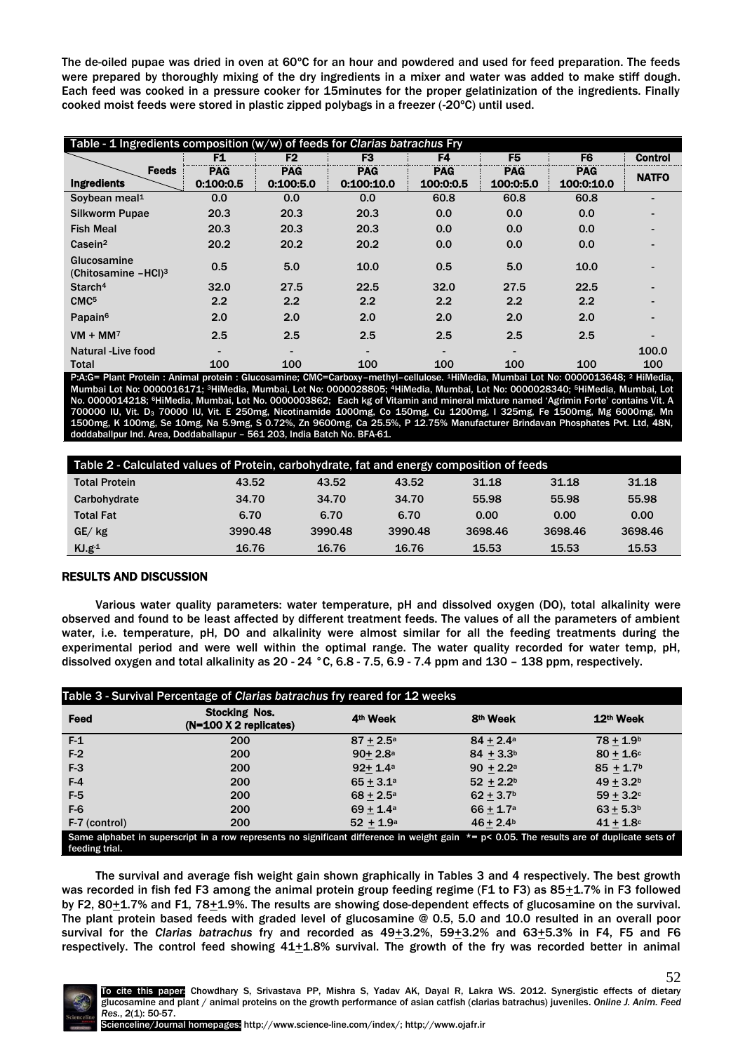The de-oiled pupae was dried in oven at 60ºC for an hour and powdered and used for feed preparation. The feeds were prepared by thoroughly mixing of the dry ingredients in a mixer and water was added to make stiff dough. Each feed was cooked in a pressure cooker for 15minutes for the proper gelatinization of the ingredients. Finally cooked moist feeds were stored in plastic zipped polybags in a freezer (-20ºC) until used.

Table - 1 Ingredients composition (w/w) of feeds for *Clarias batrachus* Fry

| Ingredients / Feeds | F1 | F2 | F3 | F4 | F5 | F6 | Control |
|---|---|---|---|---|---|---|---|
| | PAG 0:100:0.5 | PAG 0:100:5.0 | PAG 0:100:10.0 | PAG 100:0:0.5 | PAG 100:0:5.0 | PAG 100:0:10.0 | NATFO |
| Soybean meal[1] | 0.0 | 0.0 | 0.0 | 60.8 | 60.8 | 60.8 | - |
| Silkworm Pupae | 20.3 | 20.3 | 20.3 | 0.0 | 0.0 | 0.0 | - |
| Fish Meal | 20.3 | 20.3 | 20.3 | 0.0 | 0.0 | 0.0 | - |
| Casein[2] | 20.2 | 20.2 | 20.2 | 0.0 | 0.0 | 0.0 | - |
| Glucosamine (Chitosamine –HCl)[3] | 0.5 | 5.0 | 10.0 | 0.5 | 5.0 | 10.0 | - |
| Starch[4] | 32.0 | 27.5 | 22.5 | 32.0 | 27.5 | 22.5 | - |
| CMC[5] | 2.2 | 2.2 | 2.2 | 2.2 | 2.2 | 2.2 | - |
| Papain[6] | 2.0 | 2.0 | 2.0 | 2.0 | 2.0 | 2.0 | - |
| VM + MM[7] | 2.5 | 2.5 | 2.5 | 2.5 | 2.5 | 2.5 | - |
| Natural -Live food | - | - | - | - | - | | 100.0 |
| Total | 100 | 100 | 100 | 100 | 100 | 100 | 100 |

P:A:G= Plant Protein : Animal protein : Glucosamine; CMC=Carboxy–methyl–cellulose. [1]HiMedia, Mumbai Lot No: 0000013648; [2] HiMedia, Mumbai Lot No: 0000016171; [3]HiMedia, Mumbai, Lot No: 0000028805; [4]HiMedia, Mumbai, Lot No: 0000028340; [5]HiMedia, Mumbai, Lot No. 0000014218; [6]HiMedia, Mumbai, Lot No. 0000003862; Each kg of Vitamin and mineral mixture named 'Agrimin Forte' contains Vit. A 700000 IU, Vit. $D_3$ 70000 IU, Vit. E 250mg, Nicotinamide 1000mg, Co 150mg, Cu 1200mg, I 325mg, Fe 1500mg, Mg 6000mg, Mn 1500mg, K 100mg, Se 10mg, Na 5.9mg, S 0.72%, Zn 9600mg, Ca 25.5%, P 12.75% Manufacturer Brindavan Phosphates Pvt. Ltd, 48N, doddaballpur Ind. Area, Doddaballapur – 561 203, India Batch No. BFA-61.

Table 2 - Calculated values of Protein, carbohydrate, fat and energy composition of feeds

| | | | | | | |
|---|---|---|---|---|---|---|
| Total Protein | 43.52 | 43.52 | 43.52 | 31.18 | 31.18 | 31.18 |
| Carbohydrate | 34.70 | 34.70 | 34.70 | 55.98 | 55.98 | 55.98 |
| Total Fat | 6.70 | 6.70 | 6.70 | 0.00 | 0.00 | 0.00 |
| GE/ kg | 3990.48 | 3990.48 | 3990.48 | 3698.46 | 3698.46 | 3698.46 |
| $KJ.g^{-1}$ | 16.76 | 16.76 | 16.76 | 15.53 | 15.53 | 15.53 |

## RESULTS AND DISCUSSION

Various water quality parameters: water temperature, pH and dissolved oxygen (DO), total alkalinity were observed and found to be least affected by different treatment feeds. The values of all the parameters of ambient water, i.e. temperature, pH, DO and alkalinity were almost similar for all the feeding treatments during the experimental period and were well within the optimal range. The water quality recorded for water temp, pH, dissolved oxygen and total alkalinity as 20 - 24 °C, 6.8 - 7.5, 6.9 - 7.4 ppm and 130 – 138 ppm, respectively.

Table 3 - Survival Percentage of *Clarias batrachus* fry reared for 12 weeks

| Feed | Stocking Nos. (N=100 X 2 replicates) | 4th Week | 8th Week | 12th Week |
|---|---|---|---|---|
| F-1 | 200 | $87 \pm 2.5^a$ | $84 \pm 2.4^a$ | $78 \pm 1.9^b$ |
| F-2 | 200 | $90 \pm 2.8^a$ | $84 \pm 3.3^b$ | $80 \pm 1.6^c$ |
| F-3 | 200 | $92 \pm 1.4^a$ | $90 \pm 2.2^a$ | $85 \pm 1.7^b$ |
| F-4 | 200 | $65 \pm 3.1^a$ | $52 \pm 2.2^b$ | $49 \pm 3.2^b$ |
| F-5 | 200 | $68 \pm 2.5^a$ | $62 \pm 3.7^b$ | $59 \pm 3.2^c$ |
| F-6 | 200 | $69 \pm 1.4^a$ | $66 \pm 1.7^a$ | $63 \pm 5.3^b$ |
| F-7 (control) | 200 | $52 \pm 1.9^a$ | $46 \pm 2.4^b$ | $41 \pm 1.8^c$ |

Same alphabet in superscript in a row represents no significant difference in weight gain *= $p< 0.05$. The results are of duplicate sets of feeding trial.

The survival and average fish weight gain shown graphically in Tables 3 and 4 respectively. The best growth was recorded in fish fed F3 among the animal protein group feeding regime (F1 to F3) as 85±1.7% in F3 followed by F2, 80±1.7% and F1, 78±1.9%. The results are showing dose-dependent effects of glucosamine on the survival. The plant protein based feeds with graded level of glucosamine @ 0.5, 5.0 and 10.0 resulted in an overall poor survival for the *Clarias batrachus* fry and recorded as 49±3.2%, 59±3.2% and 63±5.3% in F4, F5 and F6 respectively. The control feed showing 41±1.8% survival. The growth of the fry was recorded better in animal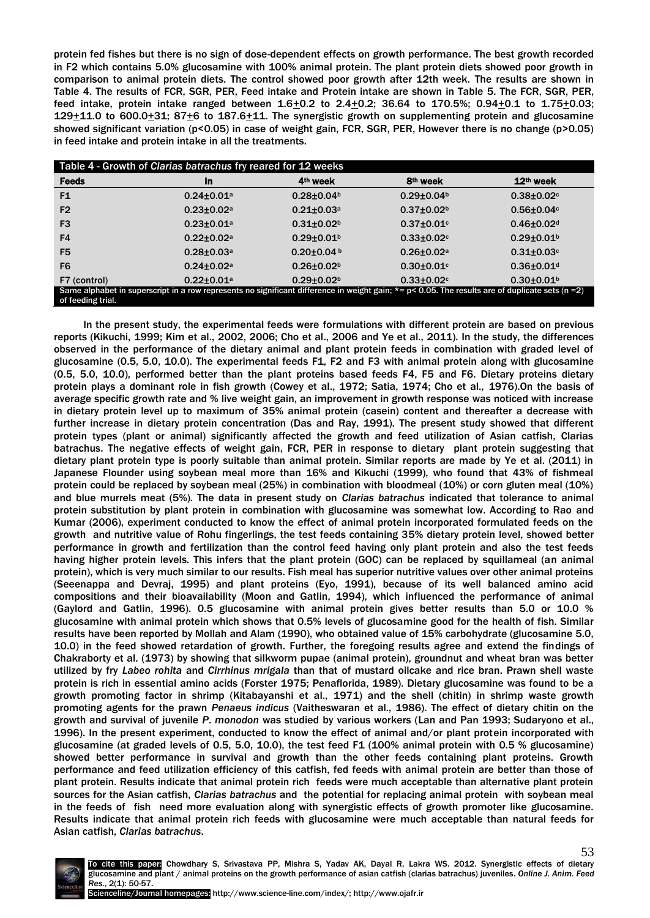protein fed fishes but there is no sign of dose-dependent effects on growth performance. The best growth recorded in F2 which contains 5.0% glucosamine with 100% animal protein. The plant protein diets showed poor growth in comparison to animal protein diets. The control showed poor growth after 12th week. The results are shown in Table 4. The results of FCR, SGR, PER, Feed intake and Protein intake are shown in Table 5. The FCR, SGR, PER, feed intake, protein intake ranged between 1.6±0.2 to 2.4±0.2; 36.64 to 170.5%; 0.94±0.1 to 1.75±0.03; 129±11.0 to 600.0±31; 87±6 to 187.6±11. The synergistic growth on supplementing protein and glucosamine showed significant variation ($p<0.05$) in case of weight gain, FCR, SGR, PER, However there is no change ($p>0.05$) in feed intake and protein intake in all the treatments.

| Table 4 - Growth of *Clarias batrachus* fry reared for 12 weeks | | | | |
|---|---|---|---|---|
| **Feeds** | **In** | **4th week** | **8th week** | **12th week** |
| F1 | 0.24±0.01[a] | 0.28±0.04[b] | 0.29±0.04[b] | 0.38±0.02[c] |
| F2 | 0.23±0.02[a] | 0.21±0.03[a] | 0.37±0.02[b] | 0.56±0.04[c] |
| F3 | 0.23±0.01[a] | 0.31±0.02[b] | 0.37±0.01[c] | 0.46±0.02[d] |
| F4 | 0.22±0.02[a] | 0.29±0.01[b] | 0.33±0.02[c] | 0.29±0.01[b] |
| F5 | 0.28±0.03[a] | 0.20±0.04[b] | 0.26±0.02[a] | 0.31±0.03[c] |
| F6 | 0.24±0.02[a] | 0.26±0.02[b] | 0.30±0.01[c] | 0.36±0.01[d] |
| F7 (control) | 0.22±0.01[a] | 0.29±0.02[b] | 0.33±0.02[c] | 0.30±0.01[b] |

Same alphabet in superscript in a row represents no significant difference in weight gain; *= $p< 0.05$. The results are of duplicate sets ($n=2$) of feeding trial.

In the present study, the experimental feeds were formulations with different protein are based on previous reports (Kikuchi, 1999; Kim et al., 2002, 2006; Cho et al., 2006 and Ye et al., 2011). In the study, the differences observed in the performance of the dietary animal and plant protein feeds in combination with graded level of glucosamine (0.5, 5.0, 10.0). The experimental feeds F1, F2 and F3 with animal protein along with glucosamine (0.5, 5.0, 10.0), performed better than the plant proteins based feeds F4, F5 and F6. Dietary proteins dietary protein plays a dominant role in fish growth (Cowey et al., 1972; Satia, 1974; Cho et al., 1976).On the basis of average specific growth rate and % live weight gain, an improvement in growth response was noticed with increase in dietary protein level up to maximum of 35% animal protein (casein) content and thereafter a decrease with further increase in dietary protein concentration (Das and Ray, 1991). The present study showed that different protein types (plant or animal) significantly affected the growth and feed utilization of Asian catfish, Clarias batrachus. The negative effects of weight gain, FCR, PER in response to dietary plant protein suggesting that dietary plant protein type is poorly suitable than animal protein. Similar reports are made by Ye et al. (2011) in Japanese Flounder using soybean meal more than 16% and Kikuchi (1999), who found that 43% of fishmeal protein could be replaced by soybean meal (25%) in combination with bloodmeal (10%) or corn gluten meal (10%) and blue murrels meat (5%). The data in present study on *Clarias batrachus* indicated that tolerance to animal protein substitution by plant protein in combination with glucosamine was somewhat low. According to Rao and Kumar (2006), experiment conducted to know the effect of animal protein incorporated formulated feeds on the growth and nutritive value of Rohu fingerlings, the test feeds containing 35% dietary protein level, showed better performance in growth and fertilization than the control feed having only plant protein and also the test feeds having higher protein levels. This infers that the plant protein (GOC) can be replaced by squillameal (an animal protein), which is very much similar to our results. Fish meal has superior nutritive values over other animal proteins (Seeenappa and Devraj, 1995) and plant proteins (Eyo, 1991), because of its well balanced amino acid compositions and their bioavailability (Moon and Gatlin, 1994), which influenced the performance of animal (Gaylord and Gatlin, 1996). 0.5 glucosamine with animal protein gives better results than 5.0 or 10.0 % glucosamine with animal protein which shows that 0.5% levels of glucosamine good for the health of fish. Similar results have been reported by Mollah and Alam (1990), who obtained value of 15% carbohydrate (glucosamine 5.0, 10.0) in the feed showed retardation of growth. Further, the foregoing results agree and extend the findings of Chakraborty et al. (1973) by showing that silkworm pupae (animal protein), groundnut and wheat bran was better utilized by fry *Labeo rohita* and *Cirrhinus mrigala* than that of mustard oilcake and rice bran. Prawn shell waste protein is rich in essential amino acids (Forster 1975; Penaflorida, 1989). Dietary glucosamine was found to be a growth promoting factor in shrimp (Kitabayanshi et al., 1971) and the shell (chitin) in shrimp waste growth promoting agents for the prawn *Penaeus indicus* (Vaitheswaran et al., 1986). The effect of dietary chitin on the growth and survival of juvenile *P. monodon* was studied by various workers (Lan and Pan 1993; Sudaryono et al., 1996). In the present experiment, conducted to know the effect of animal and/or plant protein incorporated with glucosamine (at graded levels of 0.5, 5.0, 10.0), the test feed F1 (100% animal protein with 0.5 % glucosamine) showed better performance in survival and growth than the other feeds containing plant proteins. Growth performance and feed utilization efficiency of this catfish, fed feeds with animal protein are better than those of plant protein. Results indicate that animal protein rich feeds were much acceptable than alternative plant protein sources for the Asian catfish, *Clarias batrachus* and the potential for replacing animal protein with soybean meal in the feeds of fish need more evaluation along with synergistic effects of growth promoter like glucosamine. Results indicate that animal protein rich feeds with glucosamine were much acceptable than natural feeds for Asian catfish, *Clarias batrachus*.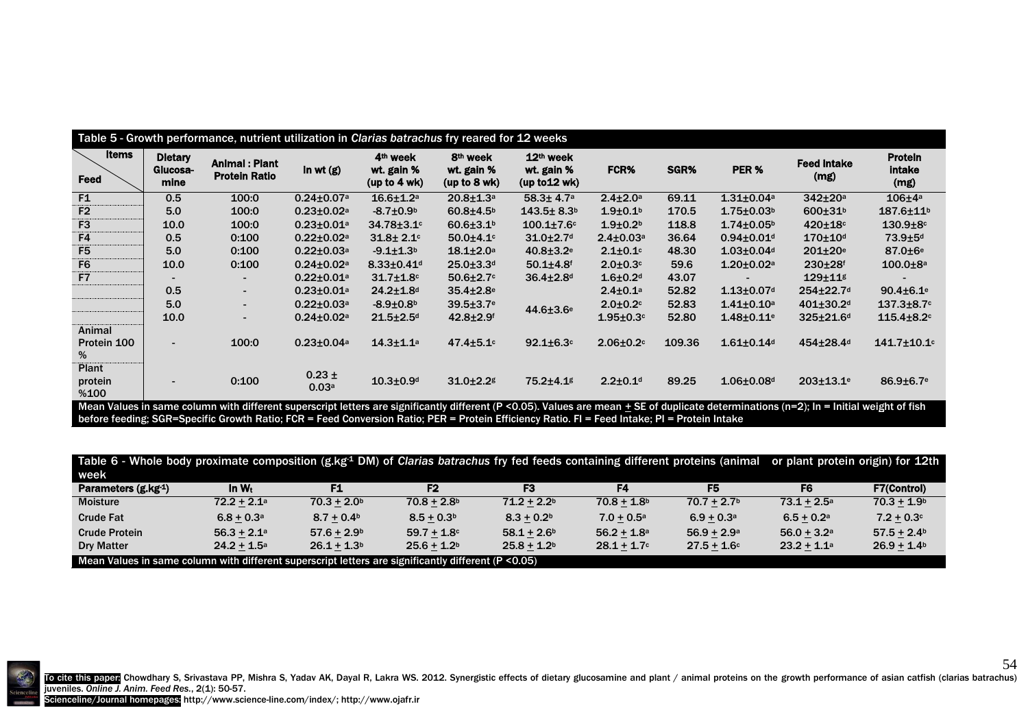Table 5 - Growth performance, nutrient utilization in *Clarias batrachus* fry reared for 12 weeks

| Items / Feed | Dietary Glucosamine | Animal : Plant Protein Ratio | In wt (g) | 4th week wt. gain % (up to 4 wk) | 8th week wt. gain % (up to 8 wk) | 12th week wt. gain % (up to12 wk) | FCR% | SGR% | PER % | Feed Intake (mg) | Protein intake (mg) |
|---|---|---|---|---|---|---|---|---|---|---|---|
| F1 | 0.5 | 100:0 | 0.24±0.07[a] | 16.6±1.2[a] | 20.8±1.3[a] | 58.3± 4.7[a] | 2.4±2.0[a] | 69.11 | 1.31±0.04[a] | 342±20[a] | 106±4[a] |
| F2 | 5.0 | 100:0 | 0.23±0.02[a] | -8.7±0.9[b] | 60.8±4.5[b] | 143.5± 8.3[b] | 1.9±0.1[b] | 170.5 | 1.75±0.03[b] | 600±31[b] | 187.6±11[b] |
| F3 | 10.0 | 100:0 | 0.23±0.01[a] | 34.78±3.1[c] | 60.6±3.1[b] | 100.1±7.6[c] | 1.9±0.2[b] | 118.8 | 1.74±0.05[b] | 420±18[c] | 130.9±8[c] |
| F4 | 0.5 | 0:100 | 0.22±0.02[a] | 31.8± 2.1[c] | 50.0±4.1[c] | 31.0±2.7[d] | 2.4±0.03[a] | 36.64 | 0.94±0.01[d] | 170±10[d] | 73.9±5[d] |
| F5 | 5.0 | 0:100 | 0.22±0.03[a] | -9.1±1.3[b] | 18.1±2.0[a] | 40.8±3.2[e] | 2.1±0.1[c] | 48.30 | 1.03±0.04[d] | 201±20[e] | 87.0±6[e] |
| F6 | 10.0 | 0:100 | 0.24±0.02[a] | 8.33±0.41[d] | 25.0±3.3[d] | 50.1±4.8[f] | 2.0±0.3[c] | 59.6 | 1.20±0.02[a] | 230±28[f] | 100.0±8[a] |
| F7 | - | - | 0.22±0.01[a] | 31.7±1.8[c] | 50.6±2.7[c] | 36.4±2.8[d] | 1.6±0.2[d] | 43.07 | - | 129±11[g] | - |
| | 0.5 | - | 0.23±0.01[a] | 24.2±1.8[d] | 35.4±2.8[e] | 44.6±3.6[e] | 2.4±0.1[a] | 52.82 | 1.13±0.07[d] | 254±22.7[d] | 90.4±6.1[e] |
| | 5.0 | - | 0.22±0.03[a] | -8.9±0.8[b] | 39.5±3.7[e] | | 2.0±0.2[c] | 52.83 | 1.41±0.10[a] | 401±30.2[d] | 137.3±8.7[c] |
| | 10.0 | - | 0.24±0.02[a] | 21.5±2.5[d] | 42.8±2.9[f] | | 1.95±0.3[c] | 52.80 | 1.48±0.11[e] | 325±21.6[d] | 115.4±8.2[c] |
| Animal Protein 100 % | - | 100:0 | 0.23±0.04[a] | 14.3±1.1[a] | 47.4±5.1[c] | 92.1±6.3[c] | 2.06±0.2[c] | 109.36 | 1.61±0.14[d] | 454±28.4[d] | 141.7±10.1[c] |
| Plant protein %100 | - | 0:100 | 0.23 ± 0.03[a] | 10.3±0.9[d] | 31.0±2.2[g] | 75.2±4.1[g] | 2.2±0.1[d] | 89.25 | 1.06±0.08[d] | 203±13.1[e] | 86.9±6.7[e] |

Mean Values in same column with different superscript letters are significantly different (P <0.05). Values are mean ± SE of duplicate determinations (n=2); In = Initial weight of fish before feeding; SGR=Specific Growth Ratio; FCR = Feed Conversion Ratio; PER = Protein Efficiency Ratio. FI = Feed Intake; PI = Protein Intake

Table 6 - Whole body proximate composition ($g.kg^{-1}$ DM) of *Clarias batrachus* fry fed feeds containing different proteins (animal or plant protein origin) for 12th week

| Parameters ($g.kg^{-1}$) | In $W_t$ | F1 | F2 | F3 | F4 | F5 | F6 | F7(Control) |
|---|---|---|---|---|---|---|---|---|
| Moisture | 72.2 ± 2.1[a] | 70.3 ± 2.0[b] | 70.8 ± 2.8[b] | 71.2 ± 2.2[b] | 70.8 ± 1.8[b] | 70.7 ± 2.7[b] | 73.1 ± 2.5[a] | 70.3 ± 1.9[b] |
| Crude Fat | 6.8 ± 0.3[a] | 8.7 ± 0.4[b] | 8.5 ± 0.3[b] | 8.3 ± 0.2[b] | 7.0 ± 0.5[a] | 6.9 ± 0.3[a] | 6.5 ± 0.2[a] | 7.2 ± 0.3[c] |
| Crude Protein | 56.3 ± 2.1[a] | 57.6 ± 2.9[b] | 59.7 ± 1.8[c] | 58.1 ± 2.6[b] | 56.2 ± 1.8[a] | 56.9 ± 2.9[a] | 56.0 ± 3.2[a] | 57.5 ± 2.4[b] |
| Dry Matter | 24.2 ± 1.5[a] | 26.1 ± 1.3[b] | 25.6 ± 1.2[b] | 25.8 ± 1.2[b] | 28.1 ± 1.7[c] | 27.5 ± 1.6[c] | 23.2 ± 1.1[a] | 26.9 ± 1.4[b] |

Mean Values in same column with different superscript letters are significantly different (P <0.05)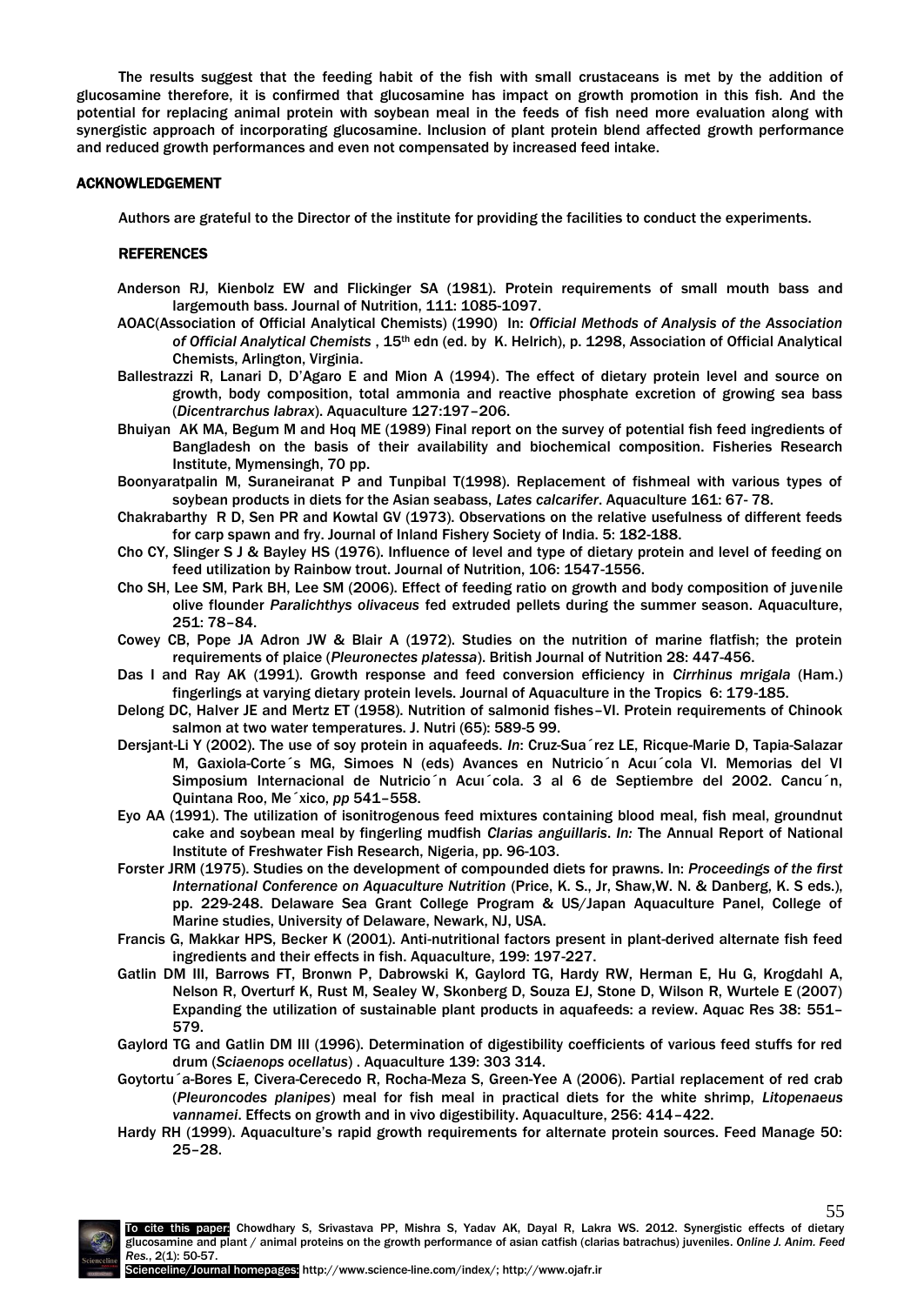The results suggest that the feeding habit of the fish with small crustaceans is met by the addition of glucosamine therefore, it is confirmed that glucosamine has impact on growth promotion in this fish. And the potential for replacing animal protein with soybean meal in the feeds of fish need more evaluation along with synergistic approach of incorporating glucosamine. Inclusion of plant protein blend affected growth performance and reduced growth performances and even not compensated by increased feed intake.

## ACKNOWLEDGEMENT

Authors are grateful to the Director of the institute for providing the facilities to conduct the experiments.

## REFERENCES

Anderson RJ, Kienbolz EW and Flickinger SA (1981). Protein requirements of small mouth bass and largemouth bass. Journal of Nutrition, 111: 1085-1097.

AOAC(Association of Official Analytical Chemists) (1990) In: *Official Methods of Analysis of the Association of Official Analytical Chemists* , 15th edn (ed. by K. Helrich), p. 1298, Association of Official Analytical Chemists, Arlington, Virginia.

Ballestrazzi R, Lanari D, D'Agaro E and Mion A (1994). The effect of dietary protein level and source on growth, body composition, total ammonia and reactive phosphate excretion of growing sea bass (*Dicentrarchus labrax*). Aquaculture 127:197–206.

Bhuiyan AK MA, Begum M and Hoq ME (1989) Final report on the survey of potential fish feed ingredients of Bangladesh on the basis of their availability and biochemical composition. Fisheries Research Institute, Mymensingh, 70 pp.

Boonyaratpalin M, Suraneiranat P and Tunpibal T(1998). Replacement of fishmeal with various types of soybean products in diets for the Asian seabass, *Lates calcarifer*. Aquaculture 161: 67- 78.

Chakrabarthy R D, Sen PR and Kowtal GV (1973). Observations on the relative usefulness of different feeds for carp spawn and fry. Journal of Inland Fishery Society of India. 5: 182-188.

Cho CY, Slinger S J & Bayley HS (1976). Influence of level and type of dietary protein and level of feeding on feed utilization by Rainbow trout. Journal of Nutrition, 106: 1547-1556.

Cho SH, Lee SM, Park BH, Lee SM (2006). Effect of feeding ratio on growth and body composition of juvenile olive flounder *Paralichthys olivaceus* fed extruded pellets during the summer season. Aquaculture, 251: 78–84.

Cowey CB, Pope JA Adron JW & Blair A (1972). Studies on the nutrition of marine flatfish; the protein requirements of plaice (*Pleuronectes platessa*). British Journal of Nutrition 28: 447-456.

Das I and Ray AK (1991). Growth response and feed conversion efficiency in *Cirrhinus mrigala* (Ham.) fingerlings at varying dietary protein levels. Journal of Aquaculture in the Tropics 6: 179-185.

Delong DC, Halver JE and Mertz ET (1958). Nutrition of salmonid fishes–VI. Protein requirements of Chinook salmon at two water temperatures. J. Nutri (65): 589-5 99.

Dersjant-Li Y (2002). The use of soy protein in aquafeeds. *In*: Cruz-Sua´rez LE, Ricque-Marie D, Tapia-Salazar M, Gaxiola-Corte´s MG, Simoes N (eds) Avances en Nutricio´n Acuı´cola VI. Memorias del VI Simposium Internacional de Nutricio´n Acuı´cola. 3 al 6 de Septiembre del 2002. Cancu´n, Quintana Roo, Me´xico, *pp* 541–558.

Eyo AA (1991). The utilization of isonitrogenous feed mixtures containing blood meal, fish meal, groundnut cake and soybean meal by fingerling mudfish *Clarias anguillaris*. *In:* The Annual Report of National Institute of Freshwater Fish Research, Nigeria, pp. 96-103.

Forster JRM (1975). Studies on the development of compounded diets for prawns. In: *Proceedings of the first International Conference on Aquaculture Nutrition* (Price, K. S., Jr, Shaw,W. N. & Danberg, K. S eds.), pp. 229-248. Delaware Sea Grant College Program & US/Japan Aquaculture Panel, College of Marine studies, University of Delaware, Newark, NJ, USA.

Francis G, Makkar HPS, Becker K (2001). Anti-nutritional factors present in plant-derived alternate fish feed ingredients and their effects in fish. Aquaculture, 199: 197-227.

Gatlin DM III, Barrows FT, Bronwn P, Dabrowski K, Gaylord TG, Hardy RW, Herman E, Hu G, Krogdahl A, Nelson R, Overturf K, Rust M, Sealey W, Skonberg D, Souza EJ, Stone D, Wilson R, Wurtele E (2007) Expanding the utilization of sustainable plant products in aquafeeds: a review. Aquac Res 38: 551–579.

Gaylord TG and Gatlin DM III (1996). Determination of digestibility coefficients of various feed stuffs for red drum (*Sciaenops ocellatus*) . Aquaculture 139: 303 314.

Goytortu´a-Bores E, Civera-Cerecedo R, Rocha-Meza S, Green-Yee A (2006). Partial replacement of red crab (*Pleuroncodes planipes*) meal for fish meal in practical diets for the white shrimp, *Litopenaeus vannamei*. Effects on growth and in vivo digestibility. Aquaculture, 256: 414–422.

Hardy RH (1999). Aquaculture's rapid growth requirements for alternate protein sources. Feed Manage 50: 25–28.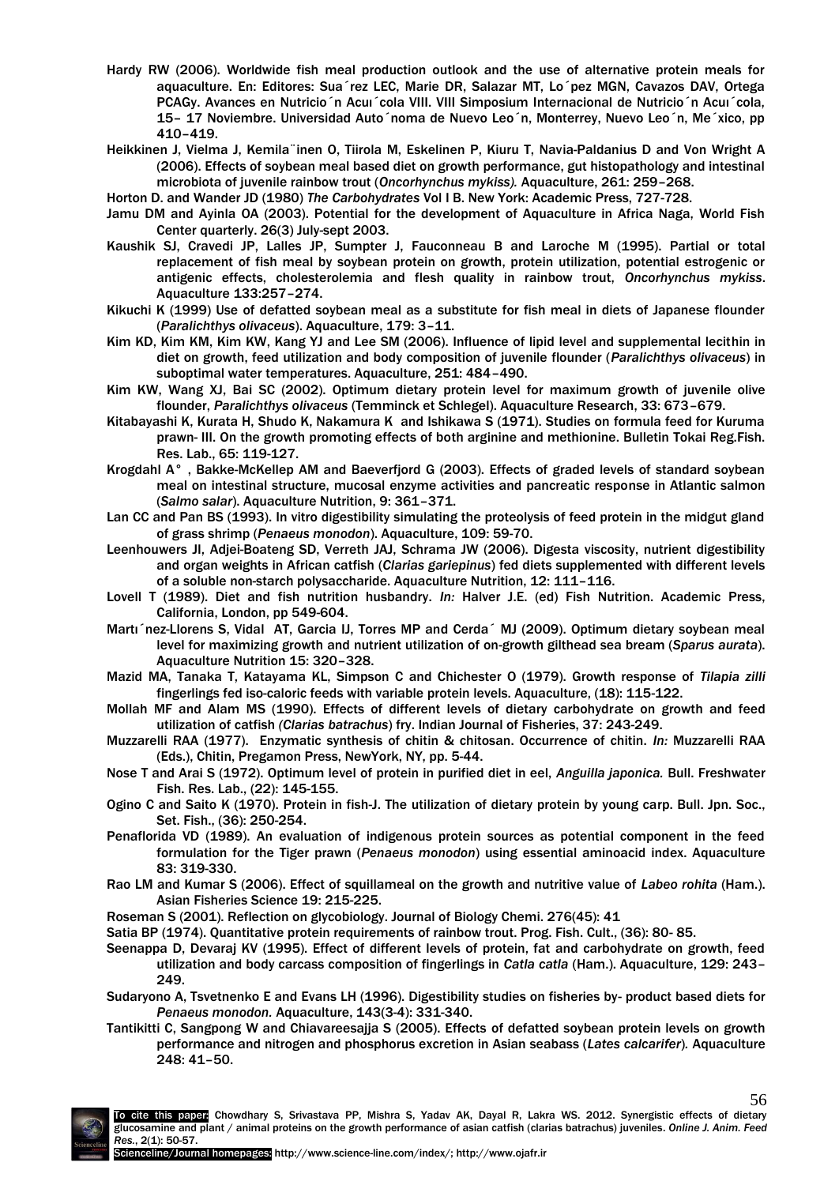Hardy RW (2006). Worldwide fish meal production outlook and the use of alternative protein meals for aquaculture. En: Editores: Sua´rez LEC, Marie DR, Salazar MT, Lo´pez MGN, Cavazos DAV, Ortega PCAGy. Avances en Nutricio´n Acuı´cola VIII. VIII Simposium Internacional de Nutricio´n Acuı´cola, 15– 17 Noviembre. Universidad Auto´noma de Nuevo Leo´n, Monterrey, Nuevo Leo´n, Me´xico, pp 410–419.

Heikkinen J, Vielma J, Kemila¨inen O, Tiirola M, Eskelinen P, Kiuru T, Navia-Paldanius D and Von Wright A (2006). Effects of soybean meal based diet on growth performance, gut histopathology and intestinal microbiota of juvenile rainbow trout (*Oncorhynchus mykiss).* Aquaculture, 261: 259–268.

Horton D. and Wander JD (1980) *The Carbohydrates* Vol I B. New York: Academic Press, 727-728.

Jamu DM and Ayinla OA (2003). Potential for the development of Aquaculture in Africa Naga, World Fish Center quarterly. 26(3) July-sept 2003.

Kaushik SJ, Cravedi JP, Lalles JP, Sumpter J, Fauconneau B and Laroche M (1995). Partial or total replacement of fish meal by soybean protein on growth, protein utilization, potential estrogenic or antigenic effects, cholesterolemia and flesh quality in rainbow trout, *Oncorhynchus mykiss*. Aquaculture 133:257–274.

Kikuchi K (1999) Use of defatted soybean meal as a substitute for fish meal in diets of Japanese flounder (*Paralichthys olivaceus*). Aquaculture, 179: 3–11.

Kim KD, Kim KM, Kim KW, Kang YJ and Lee SM (2006). Influence of lipid level and supplemental lecithin in diet on growth, feed utilization and body composition of juvenile flounder (*Paralichthys olivaceus*) in suboptimal water temperatures. Aquaculture, 251: 484–490.

Kim KW, Wang XJ, Bai SC (2002). Optimum dietary protein level for maximum growth of juvenile olive flounder, *Paralichthys olivaceus* (Temminck et Schlegel). Aquaculture Research, 33: 673–679.

Kitabayashi K, Kurata H, Shudo K, Nakamura K and Ishikawa S (1971). Studies on formula feed for Kuruma prawn- III. On the growth promoting effects of both arginine and methionine. Bulletin Tokai Reg.Fish. Res. Lab., 65: 119-127.

Krogdahl A° , Bakke-McKellep AM and Baeverfjord G (2003). Effects of graded levels of standard soybean meal on intestinal structure, mucosal enzyme activities and pancreatic response in Atlantic salmon (*Salmo salar*). Aquaculture Nutrition, 9: 361–371.

Lan CC and Pan BS (1993). In vitro digestibility simulating the proteolysis of feed protein in the midgut gland of grass shrimp (*Penaeus monodon*). Aquaculture, 109: 59-70.

Leenhouwers JI, Adjei-Boateng SD, Verreth JAJ, Schrama JW (2006). Digesta viscosity, nutrient digestibility and organ weights in African catfish (*Clarias gariepinus*) fed diets supplemented with different levels of a soluble non-starch polysaccharide. Aquaculture Nutrition, 12: 111–116.

Lovell T (1989). Diet and fish nutrition husbandry. *In:* Halver J.E. (ed) Fish Nutrition. Academic Press, California, London, pp 549-604.

Martı´nez-Llorens S, Vidal AT, Garcia IJ, Torres MP and Cerda´ MJ (2009). Optimum dietary soybean meal level for maximizing growth and nutrient utilization of on-growth gilthead sea bream (*Sparus aurata*). Aquaculture Nutrition 15: 320–328.

Mazid MA, Tanaka T, Katayama KL, Simpson C and Chichester O (1979). Growth response of *Tilapia zilli* fingerlings fed iso-caloric feeds with variable protein levels. Aquaculture, (18): 115-122.

Mollah MF and Alam MS (1990). Effects of different levels of dietary carbohydrate on growth and feed utilization of catfish *(Clarias batrachus*) fry. Indian Journal of Fisheries, 37: 243-249.

Muzzarelli RAA (1977). Enzymatic synthesis of chitin & chitosan. Occurrence of chitin. *In:* Muzzarelli RAA (Eds.), Chitin, Pregamon Press, NewYork, NY, pp. 5-44.

Nose T and Arai S (1972). Optimum level of protein in purified diet in eel, *Anguilla japonica.* Bull. Freshwater Fish. Res. Lab., (22): 145-155.

Ogino C and Saito K (1970). Protein in fish-J. The utilization of dietary protein by young carp. Bull. Jpn. Soc., Set. Fish., (36): 250-254.

Penaflorida VD (1989). An evaluation of indigenous protein sources as potential component in the feed formulation for the Tiger prawn (*Penaeus monodon*) using essential aminoacid index. Aquaculture 83: 319-330.

Rao LM and Kumar S (2006). Effect of squillameal on the growth and nutritive value of *Labeo rohita* (Ham.). Asian Fisheries Science 19: 215-225.

Roseman S (2001). Reflection on glycobiology. Journal of Biology Chemi. 276(45): 41

Satia BP (1974). Quantitative protein requirements of rainbow trout. Prog. Fish. Cult., (36): 80- 85.

Seenappa D, Devaraj KV (1995). Effect of different levels of protein, fat and carbohydrate on growth, feed utilization and body carcass composition of fingerlings in *Catla catla* (Ham.). Aquaculture, 129: 243–249.

Sudaryono A, Tsvetnenko E and Evans LH (1996). Digestibility studies on fisheries by- product based diets for *Penaeus monodon.* Aquaculture, 143(3-4): 331-340.

Tantikitti C, Sangpong W and Chiavareesajja S (2005). Effects of defatted soybean protein levels on growth performance and nitrogen and phosphorus excretion in Asian seabass (*Lates calcarifer*)*.* Aquaculture 248: 41–50.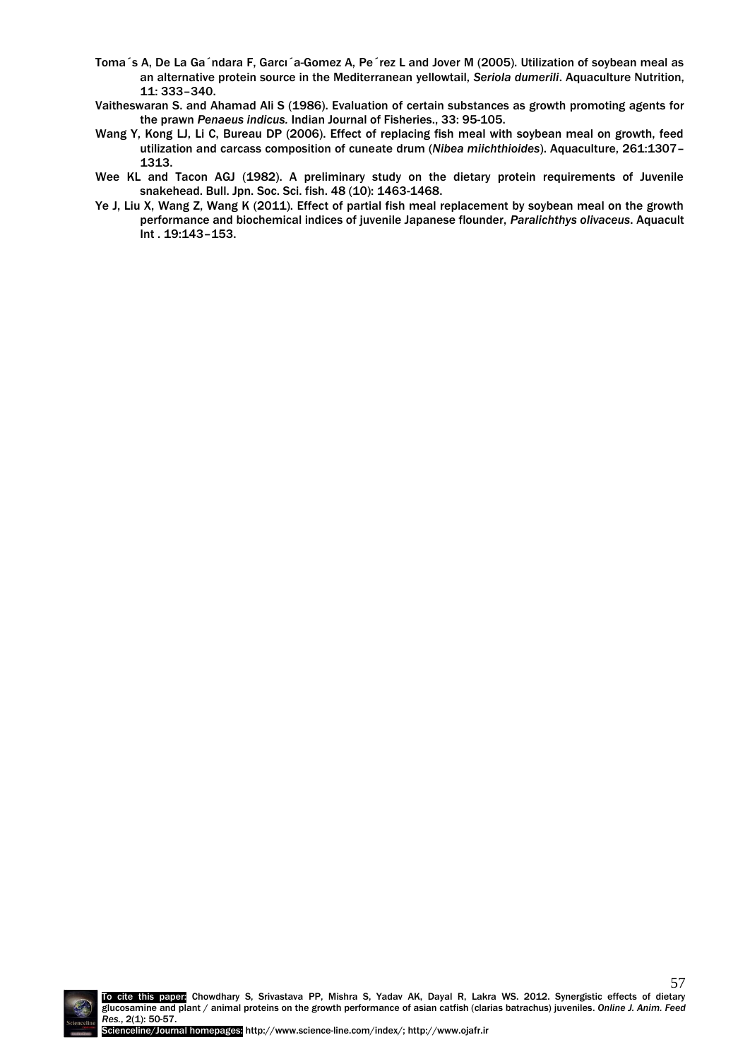Toma´s A, De La Ga´ndara F, Garcı´a-Gomez A, Pe´rez L and Jover M (2005). Utilization of soybean meal as an alternative protein source in the Mediterranean yellowtail, *Seriola dumerili*. Aquaculture Nutrition, 11: 333–340.

Vaitheswaran S. and Ahamad Ali S (1986). Evaluation of certain substances as growth promoting agents for the prawn *Penaeus indicus.* Indian Journal of Fisheries., 33: 95-105.

Wang Y, Kong LJ, Li C, Bureau DP (2006). Effect of replacing fish meal with soybean meal on growth, feed utilization and carcass composition of cuneate drum (*Nibea miichthioides*). Aquaculture, 261:1307–1313.

Wee KL and Tacon AGJ (1982). A preliminary study on the dietary protein requirements of Juvenile snakehead. Bull. Jpn. Soc. Sci. fish. 48 (10): 1463-1468.

Ye J, Liu X, Wang Z, Wang K (2011). Effect of partial fish meal replacement by soybean meal on the growth performance and biochemical indices of juvenile Japanese flounder, *Paralichthys olivaceus*. Aquacult Int . 19:143–153.